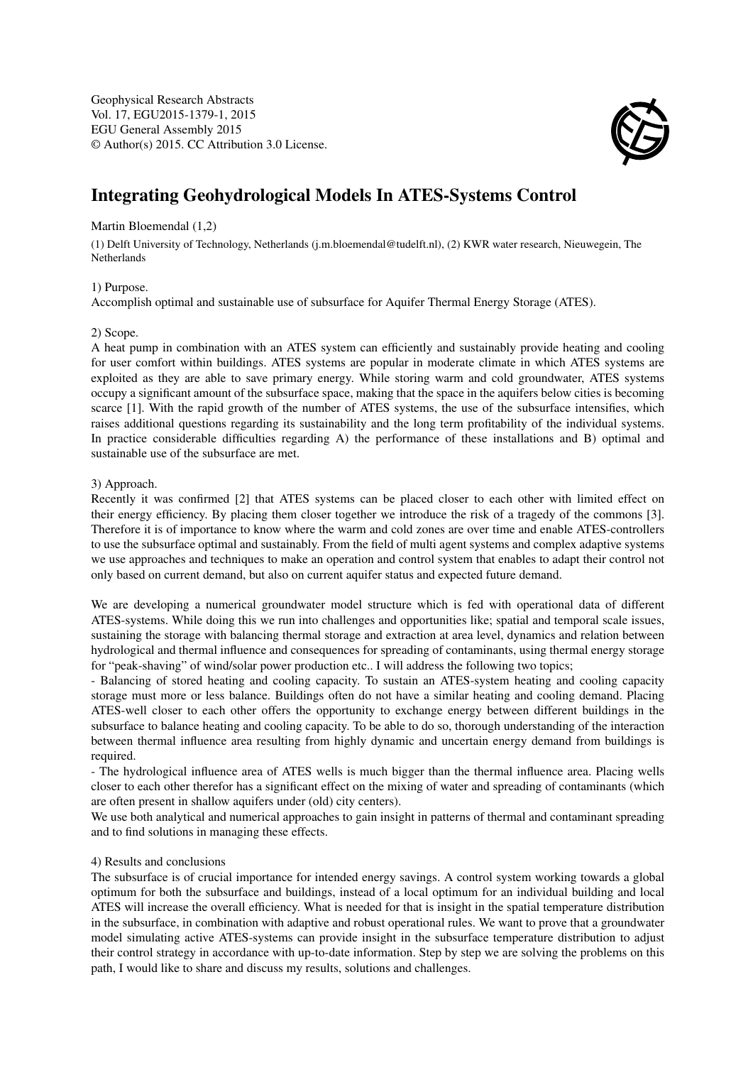Geophysical Research Abstracts
Vol. 17, EGU2015-1379-1, 2015
EGU General Assembly 2015
© Author(s) 2015. CC Attribution 3.0 License.

# Integrating Geohydrological Models In ATES-Systems Control

Martin Bloemendal (1,2)

(1) Delft University of Technology, Netherlands (j.m.bloemendal@tudelft.nl), (2) KWR water research, Nieuwegein, The Netherlands

1) Purpose.

Accomplish optimal and sustainable use of subsurface for Aquifer Thermal Energy Storage (ATES).

2) Scope.

A heat pump in combination with an ATES system can efficiently and sustainably provide heating and cooling for user comfort within buildings. ATES systems are popular in moderate climate in which ATES systems are exploited as they are able to save primary energy. While storing warm and cold groundwater, ATES systems occupy a significant amount of the subsurface space, making that the space in the aquifers below cities is becoming scarce [1]. With the rapid growth of the number of ATES systems, the use of the subsurface intensifies, which raises additional questions regarding its sustainability and the long term profitability of the individual systems. In practice considerable difficulties regarding A) the performance of these installations and B) optimal and sustainable use of the subsurface are met.

3) Approach.

Recently it was confirmed [2] that ATES systems can be placed closer to each other with limited effect on their energy efficiency. By placing them closer together we introduce the risk of a tragedy of the commons [3]. Therefore it is of importance to know where the warm and cold zones are over time and enable ATES-controllers to use the subsurface optimal and sustainably. From the field of multi agent systems and complex adaptive systems we use approaches and techniques to make an operation and control system that enables to adapt their control not only based on current demand, but also on current aquifer status and expected future demand.

We are developing a numerical groundwater model structure which is fed with operational data of different ATES-systems. While doing this we run into challenges and opportunities like; spatial and temporal scale issues, sustaining the storage with balancing thermal storage and extraction at area level, dynamics and relation between hydrological and thermal influence and consequences for spreading of contaminants, using thermal energy storage for "peak-shaving" of wind/solar power production etc.. I will address the following two topics;

- Balancing of stored heating and cooling capacity. To sustain an ATES-system heating and cooling capacity storage must more or less balance. Buildings often do not have a similar heating and cooling demand. Placing ATES-well closer to each other offers the opportunity to exchange energy between different buildings in the subsurface to balance heating and cooling capacity. To be able to do so, thorough understanding of the interaction between thermal influence area resulting from highly dynamic and uncertain energy demand from buildings is required.
- The hydrological influence area of ATES wells is much bigger than the thermal influence area. Placing wells closer to each other therefor has a significant effect on the mixing of water and spreading of contaminants (which are often present in shallow aquifers under (old) city centers).

We use both analytical and numerical approaches to gain insight in patterns of thermal and contaminant spreading and to find solutions in managing these effects.

4) Results and conclusions

The subsurface is of crucial importance for intended energy savings. A control system working towards a global optimum for both the subsurface and buildings, instead of a local optimum for an individual building and local ATES will increase the overall efficiency. What is needed for that is insight in the spatial temperature distribution in the subsurface, in combination with adaptive and robust operational rules. We want to prove that a groundwater model simulating active ATES-systems can provide insight in the subsurface temperature distribution to adjust their control strategy in accordance with up-to-date information. Step by step we are solving the problems on this path, I would like to share and discuss my results, solutions and challenges.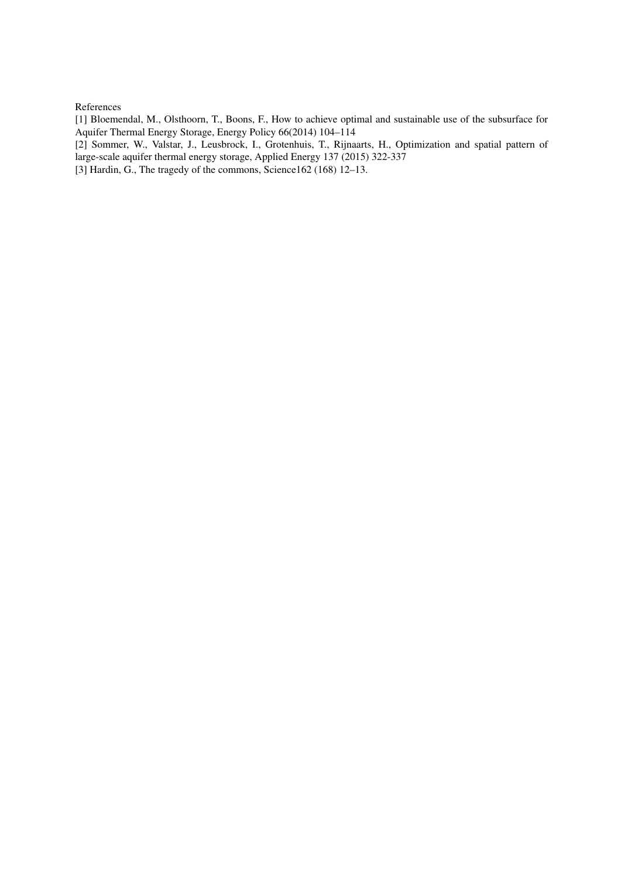References

[1] Bloemendal, M., Olsthoorn, T., Boons, F., How to achieve optimal and sustainable use of the subsurface for Aquifer Thermal Energy Storage, Energy Policy 66(2014) 104–114

[2] Sommer, W., Valstar, J., Leusbrock, I., Grotenhuis, T., Rijnaarts, H., Optimization and spatial pattern of large-scale aquifer thermal energy storage, Applied Energy 137 (2015) 322-337

[3] Hardin, G., The tragedy of the commons, Science162 (168) 12–13.